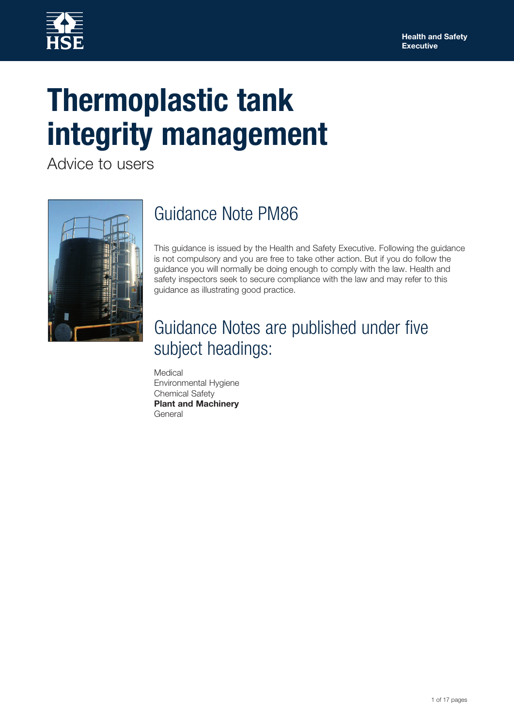Health and Safety Executive

# Thermoplastic tank integrity management

Advice to users

## Guidance Note PM86

This guidance is issued by the Health and Safety Executive. Following the guidance is not compulsory and you are free to take other action. But if you do follow the guidance you will normally be doing enough to comply with the law. Health and safety inspectors seek to secure compliance with the law and may refer to this guidance as illustrating good practice.

## Guidance Notes are published under five subject headings:

Medical
Environmental Hygiene
Chemical Safety
**Plant and Machinery**
General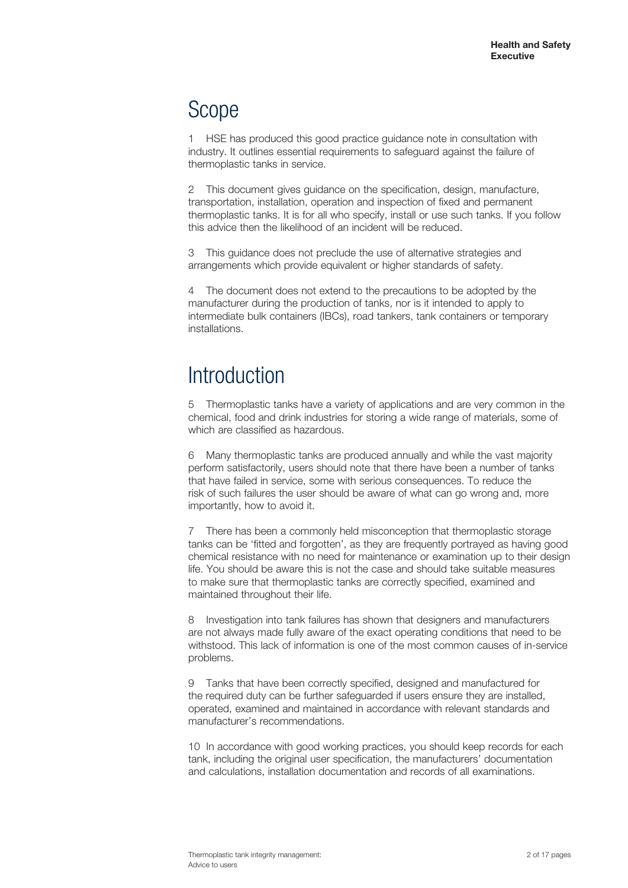## Scope

1 HSE has produced this good practice guidance note in consultation with industry. It outlines essential requirements to safeguard against the failure of thermoplastic tanks in service.

2 This document gives guidance on the specification, design, manufacture, transportation, installation, operation and inspection of fixed and permanent thermoplastic tanks. It is for all who specify, install or use such tanks. If you follow this advice then the likelihood of an incident will be reduced.

3 This guidance does not preclude the use of alternative strategies and arrangements which provide equivalent or higher standards of safety.

4 The document does not extend to the precautions to be adopted by the manufacturer during the production of tanks, nor is it intended to apply to intermediate bulk containers (IBCs), road tankers, tank containers or temporary installations.

## Introduction

5 Thermoplastic tanks have a variety of applications and are very common in the chemical, food and drink industries for storing a wide range of materials, some of which are classified as hazardous.

6 Many thermoplastic tanks are produced annually and while the vast majority perform satisfactorily, users should note that there have been a number of tanks that have failed in service, some with serious consequences. To reduce the risk of such failures the user should be aware of what can go wrong and, more importantly, how to avoid it.

7 There has been a commonly held misconception that thermoplastic storage tanks can be 'fitted and forgotten', as they are frequently portrayed as having good chemical resistance with no need for maintenance or examination up to their design life. You should be aware this is not the case and should take suitable measures to make sure that thermoplastic tanks are correctly specified, examined and maintained throughout their life.

8 Investigation into tank failures has shown that designers and manufacturers are not always made fully aware of the exact operating conditions that need to be withstood. This lack of information is one of the most common causes of in-service problems.

9 Tanks that have been correctly specified, designed and manufactured for the required duty can be further safeguarded if users ensure they are installed, operated, examined and maintained in accordance with relevant standards and manufacturer's recommendations.

10 In accordance with good working practices, you should keep records for each tank, including the original user specification, the manufacturers' documentation and calculations, installation documentation and records of all examinations.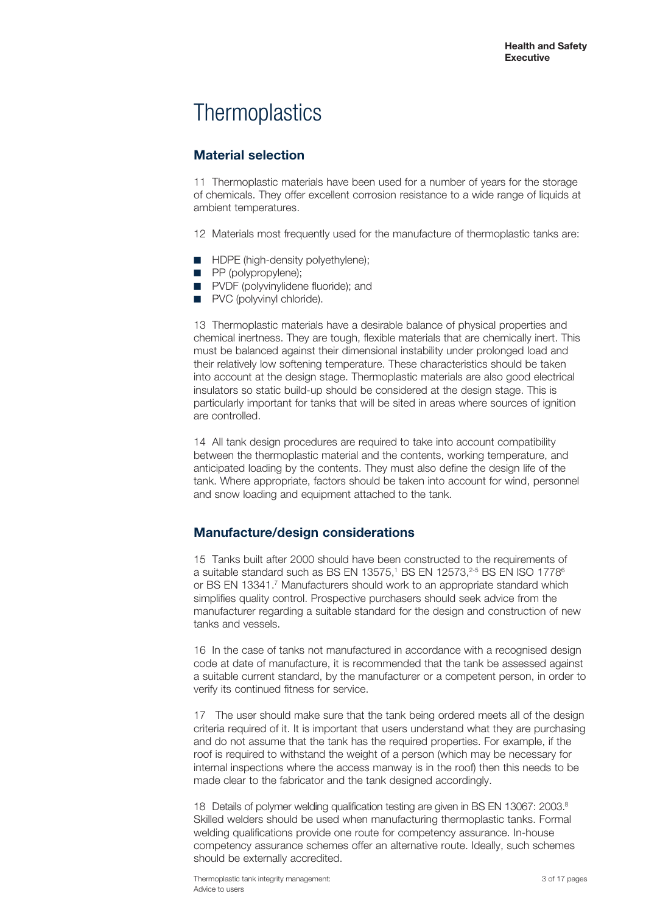# Thermoplastics

## Material selection

11 Thermoplastic materials have been used for a number of years for the storage of chemicals. They offer excellent corrosion resistance to a wide range of liquids at ambient temperatures.

12 Materials most frequently used for the manufacture of thermoplastic tanks are:

- HDPE (high-density polyethylene);
- PP (polypropylene);
- PVDF (polyvinylidene fluoride); and
- PVC (polyvinyl chloride).

13 Thermoplastic materials have a desirable balance of physical properties and chemical inertness. They are tough, flexible materials that are chemically inert. This must be balanced against their dimensional instability under prolonged load and their relatively low softening temperature. These characteristics should be taken into account at the design stage. Thermoplastic materials are also good electrical insulators so static build-up should be considered at the design stage. This is particularly important for tanks that will be sited in areas where sources of ignition are controlled.

14 All tank design procedures are required to take into account compatibility between the thermoplastic material and the contents, working temperature, and anticipated loading by the contents. They must also define the design life of the tank. Where appropriate, factors should be taken into account for wind, personnel and snow loading and equipment attached to the tank.

## Manufacture/design considerations

15 Tanks built after 2000 should have been constructed to the requirements of a suitable standard such as BS EN 13575,[1] BS EN 12573,[2-5] BS EN ISO 1778[6] or BS EN 13341.[7] Manufacturers should work to an appropriate standard which simplifies quality control. Prospective purchasers should seek advice from the manufacturer regarding a suitable standard for the design and construction of new tanks and vessels.

16 In the case of tanks not manufactured in accordance with a recognised design code at date of manufacture, it is recommended that the tank be assessed against a suitable current standard, by the manufacturer or a competent person, in order to verify its continued fitness for service.

17 The user should make sure that the tank being ordered meets all of the design criteria required of it. It is important that users understand what they are purchasing and do not assume that the tank has the required properties. For example, if the roof is required to withstand the weight of a person (which may be necessary for internal inspections where the access manway is in the roof) then this needs to be made clear to the fabricator and the tank designed accordingly.

18 Details of polymer welding qualification testing are given in BS EN 13067: 2003.[8] Skilled welders should be used when manufacturing thermoplastic tanks. Formal welding qualifications provide one route for competency assurance. In-house competency assurance schemes offer an alternative route. Ideally, such schemes should be externally accredited.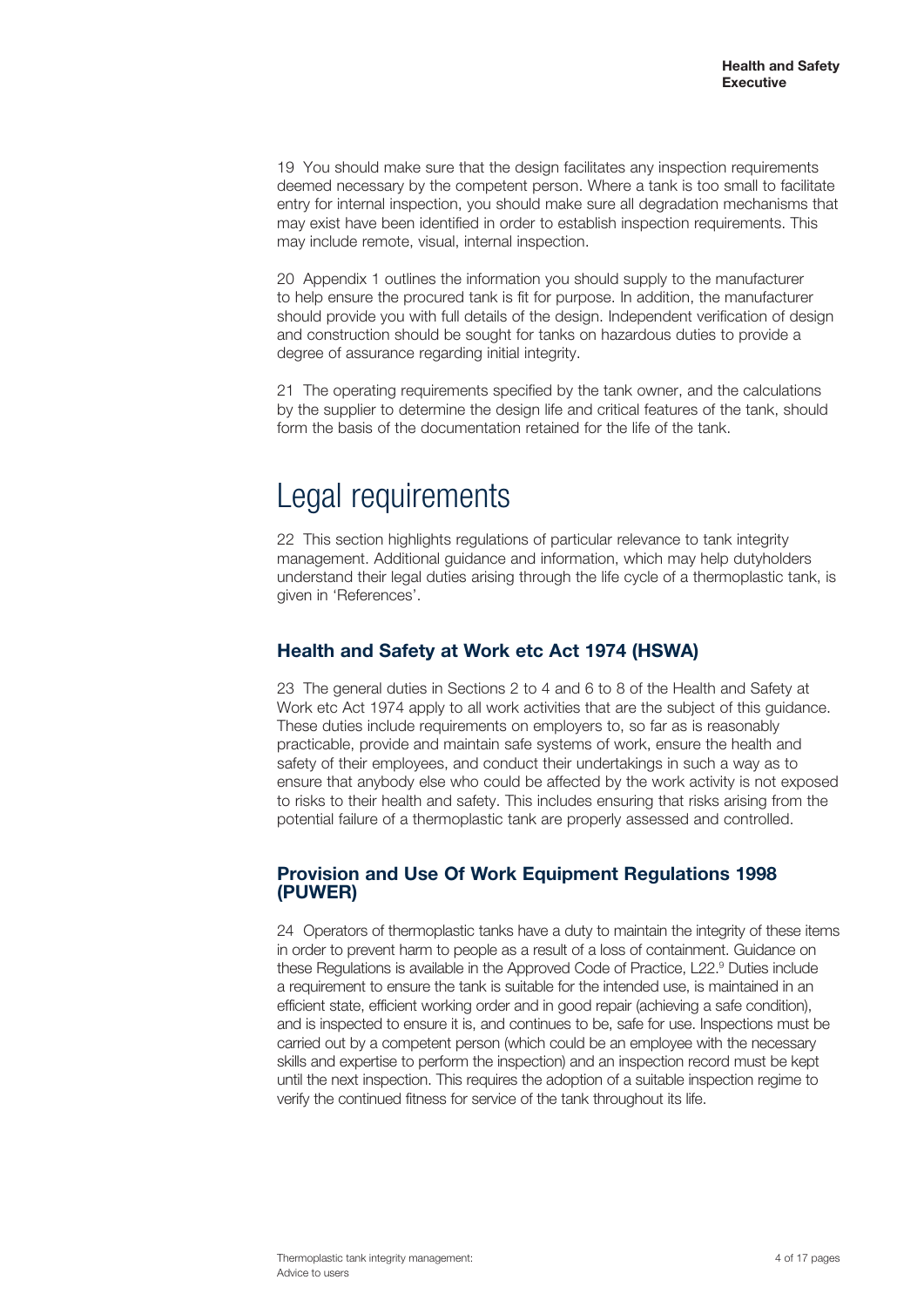19 You should make sure that the design facilitates any inspection requirements deemed necessary by the competent person. Where a tank is too small to facilitate entry for internal inspection, you should make sure all degradation mechanisms that may exist have been identified in order to establish inspection requirements. This may include remote, visual, internal inspection.

20 Appendix 1 outlines the information you should supply to the manufacturer to help ensure the procured tank is fit for purpose. In addition, the manufacturer should provide you with full details of the design. Independent verification of design and construction should be sought for tanks on hazardous duties to provide a degree of assurance regarding initial integrity.

21 The operating requirements specified by the tank owner, and the calculations by the supplier to determine the design life and critical features of the tank, should form the basis of the documentation retained for the life of the tank.

# Legal requirements

22 This section highlights regulations of particular relevance to tank integrity management. Additional guidance and information, which may help dutyholders understand their legal duties arising through the life cycle of a thermoplastic tank, is given in 'References'.

## Health and Safety at Work etc Act 1974 (HSWA)

23 The general duties in Sections 2 to 4 and 6 to 8 of the Health and Safety at Work etc Act 1974 apply to all work activities that are the subject of this guidance. These duties include requirements on employers to, so far as is reasonably practicable, provide and maintain safe systems of work, ensure the health and safety of their employees, and conduct their undertakings in such a way as to ensure that anybody else who could be affected by the work activity is not exposed to risks to their health and safety. This includes ensuring that risks arising from the potential failure of a thermoplastic tank are properly assessed and controlled.

## Provision and Use Of Work Equipment Regulations 1998 (PUWER)

24 Operators of thermoplastic tanks have a duty to maintain the integrity of these items in order to prevent harm to people as a result of a loss of containment. Guidance on these Regulations is available in the Approved Code of Practice, L22.[9] Duties include a requirement to ensure the tank is suitable for the intended use, is maintained in an efficient state, efficient working order and in good repair (achieving a safe condition), and is inspected to ensure it is, and continues to be, safe for use. Inspections must be carried out by a competent person (which could be an employee with the necessary skills and expertise to perform the inspection) and an inspection record must be kept until the next inspection. This requires the adoption of a suitable inspection regime to verify the continued fitness for service of the tank throughout its life.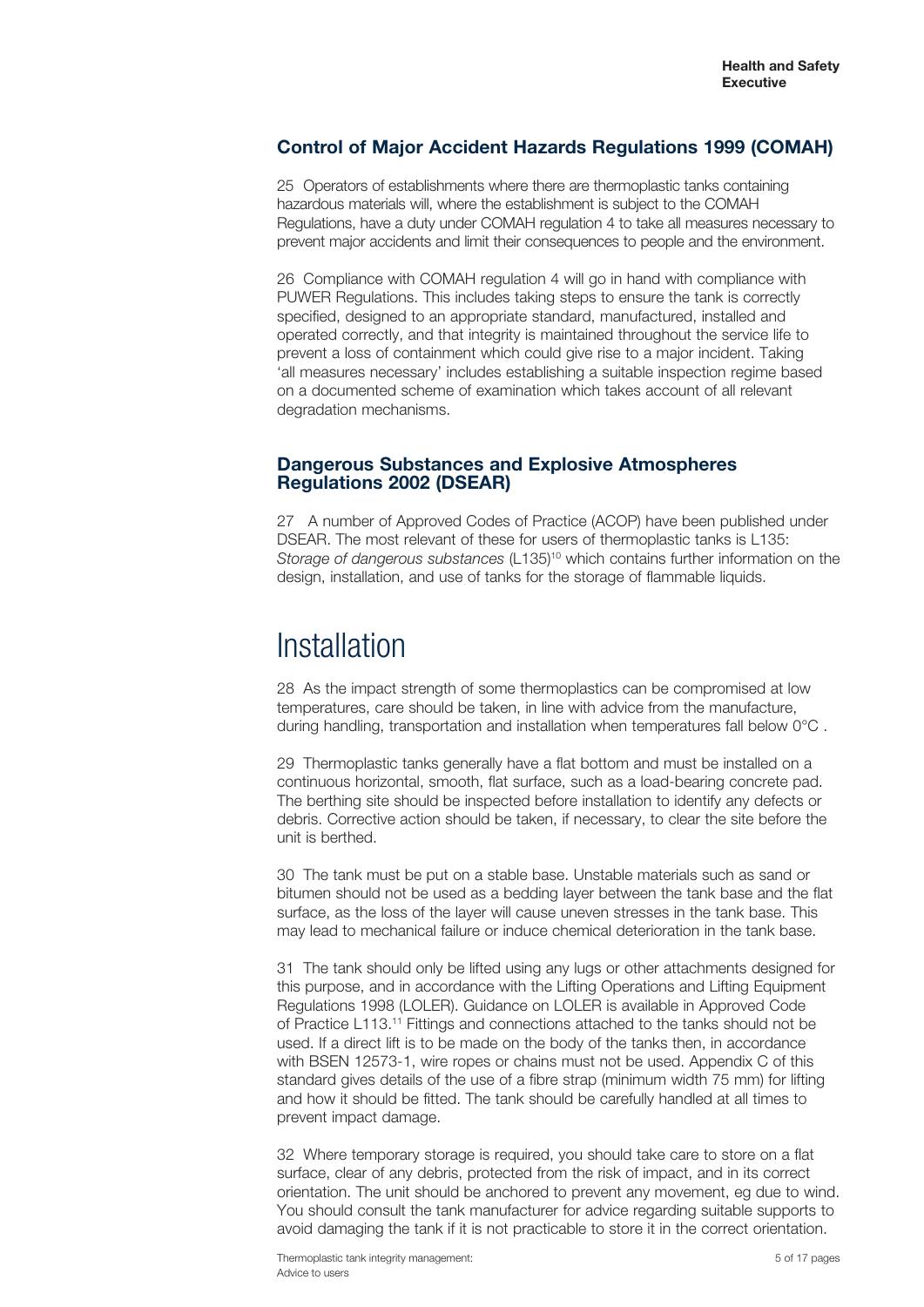## Control of Major Accident Hazards Regulations 1999 (COMAH)

25 Operators of establishments where there are thermoplastic tanks containing hazardous materials will, where the establishment is subject to the COMAH Regulations, have a duty under COMAH regulation 4 to take all measures necessary to prevent major accidents and limit their consequences to people and the environment.

26 Compliance with COMAH regulation 4 will go in hand with compliance with PUWER Regulations. This includes taking steps to ensure the tank is correctly specified, designed to an appropriate standard, manufactured, installed and operated correctly, and that integrity is maintained throughout the service life to prevent a loss of containment which could give rise to a major incident. Taking 'all measures necessary' includes establishing a suitable inspection regime based on a documented scheme of examination which takes account of all relevant degradation mechanisms.

## Dangerous Substances and Explosive Atmospheres Regulations 2002 (DSEAR)

27 A number of Approved Codes of Practice (ACOP) have been published under DSEAR. The most relevant of these for users of thermoplastic tanks is L135: *Storage of dangerous substances* (L135)[10] which contains further information on the design, installation, and use of tanks for the storage of flammable liquids.

# Installation

28 As the impact strength of some thermoplastics can be compromised at low temperatures, care should be taken, in line with advice from the manufacture, during handling, transportation and installation when temperatures fall below 0°C .

29 Thermoplastic tanks generally have a flat bottom and must be installed on a continuous horizontal, smooth, flat surface, such as a load-bearing concrete pad. The berthing site should be inspected before installation to identify any defects or debris. Corrective action should be taken, if necessary, to clear the site before the unit is berthed.

30 The tank must be put on a stable base. Unstable materials such as sand or bitumen should not be used as a bedding layer between the tank base and the flat surface, as the loss of the layer will cause uneven stresses in the tank base. This may lead to mechanical failure or induce chemical deterioration in the tank base.

31 The tank should only be lifted using any lugs or other attachments designed for this purpose, and in accordance with the Lifting Operations and Lifting Equipment Regulations 1998 (LOLER). Guidance on LOLER is available in Approved Code of Practice L113.[11] Fittings and connections attached to the tanks should not be used. If a direct lift is to be made on the body of the tanks then, in accordance with BSEN 12573-1, wire ropes or chains must not be used. Appendix C of this standard gives details of the use of a fibre strap (minimum width 75 mm) for lifting and how it should be fitted. The tank should be carefully handled at all times to prevent impact damage.

32 Where temporary storage is required, you should take care to store on a flat surface, clear of any debris, protected from the risk of impact, and in its correct orientation. The unit should be anchored to prevent any movement, eg due to wind. You should consult the tank manufacturer for advice regarding suitable supports to avoid damaging the tank if it is not practicable to store it in the correct orientation.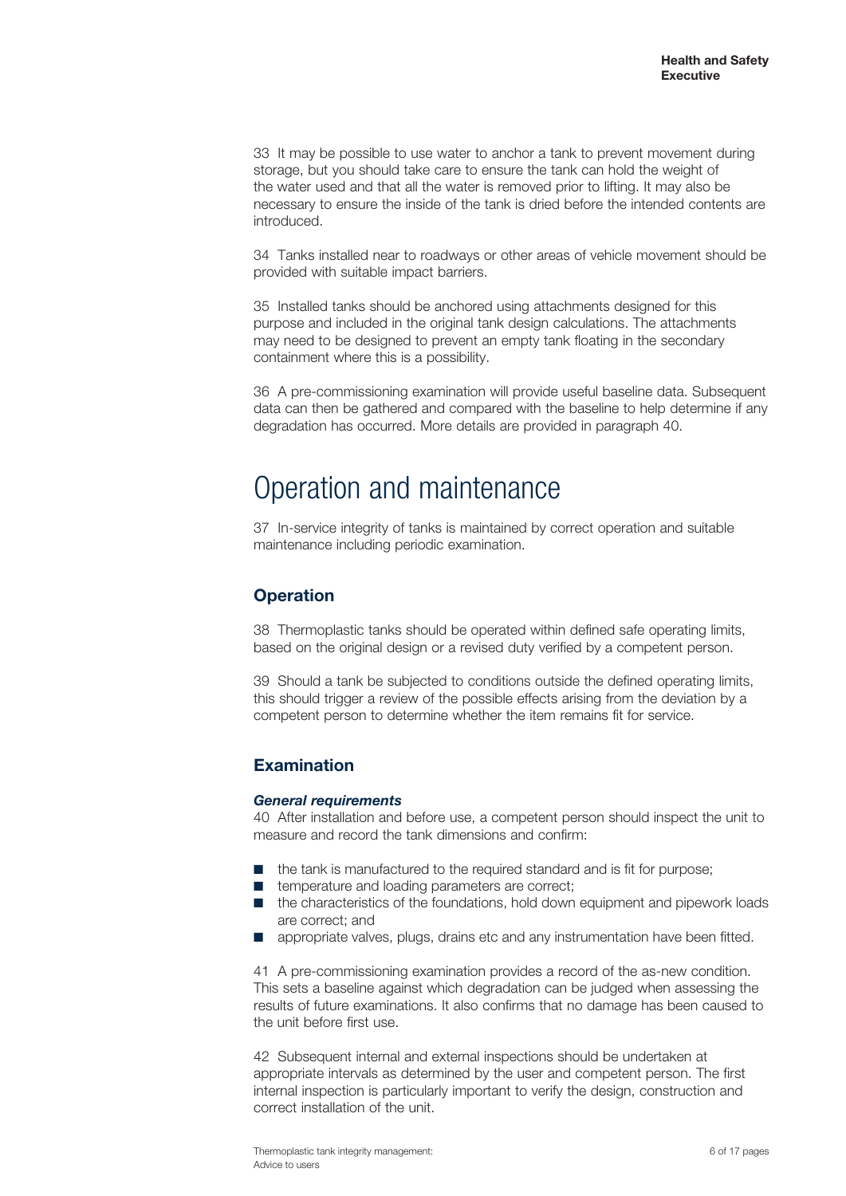33 It may be possible to use water to anchor a tank to prevent movement during storage, but you should take care to ensure the tank can hold the weight of the water used and that all the water is removed prior to lifting. It may also be necessary to ensure the inside of the tank is dried before the intended contents are introduced.

34 Tanks installed near to roadways or other areas of vehicle movement should be provided with suitable impact barriers.

35 Installed tanks should be anchored using attachments designed for this purpose and included in the original tank design calculations. The attachments may need to be designed to prevent an empty tank floating in the secondary containment where this is a possibility.

36 A pre-commissioning examination will provide useful baseline data. Subsequent data can then be gathered and compared with the baseline to help determine if any degradation has occurred. More details are provided in paragraph 40.

# Operation and maintenance

37 In-service integrity of tanks is maintained by correct operation and suitable maintenance including periodic examination.

## Operation

38 Thermoplastic tanks should be operated within defined safe operating limits, based on the original design or a revised duty verified by a competent person.

39 Should a tank be subjected to conditions outside the defined operating limits, this should trigger a review of the possible effects arising from the deviation by a competent person to determine whether the item remains fit for service.

## Examination

### *General requirements*

40 After installation and before use, a competent person should inspect the unit to measure and record the tank dimensions and confirm:

- the tank is manufactured to the required standard and is fit for purpose;
- temperature and loading parameters are correct;
- the characteristics of the foundations, hold down equipment and pipework loads are correct; and
- appropriate valves, plugs, drains etc and any instrumentation have been fitted.

41 A pre-commissioning examination provides a record of the as-new condition. This sets a baseline against which degradation can be judged when assessing the results of future examinations. It also confirms that no damage has been caused to the unit before first use.

42 Subsequent internal and external inspections should be undertaken at appropriate intervals as determined by the user and competent person. The first internal inspection is particularly important to verify the design, construction and correct installation of the unit.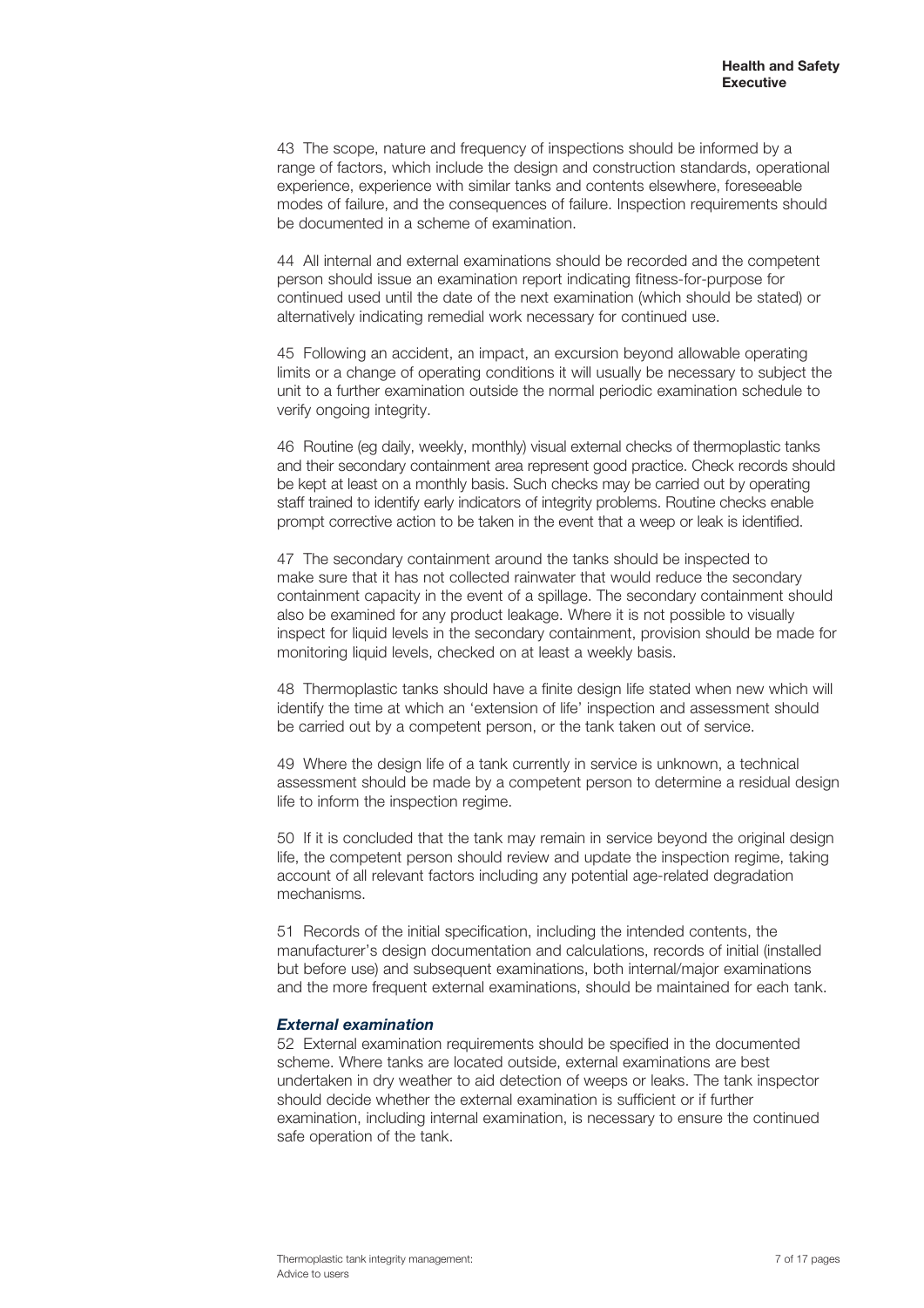43 The scope, nature and frequency of inspections should be informed by a range of factors, which include the design and construction standards, operational experience, experience with similar tanks and contents elsewhere, foreseeable modes of failure, and the consequences of failure. Inspection requirements should be documented in a scheme of examination.

44 All internal and external examinations should be recorded and the competent person should issue an examination report indicating fitness-for-purpose for continued used until the date of the next examination (which should be stated) or alternatively indicating remedial work necessary for continued use.

45 Following an accident, an impact, an excursion beyond allowable operating limits or a change of operating conditions it will usually be necessary to subject the unit to a further examination outside the normal periodic examination schedule to verify ongoing integrity.

46 Routine (eg daily, weekly, monthly) visual external checks of thermoplastic tanks and their secondary containment area represent good practice. Check records should be kept at least on a monthly basis. Such checks may be carried out by operating staff trained to identify early indicators of integrity problems. Routine checks enable prompt corrective action to be taken in the event that a weep or leak is identified.

47 The secondary containment around the tanks should be inspected to make sure that it has not collected rainwater that would reduce the secondary containment capacity in the event of a spillage. The secondary containment should also be examined for any product leakage. Where it is not possible to visually inspect for liquid levels in the secondary containment, provision should be made for monitoring liquid levels, checked on at least a weekly basis.

48 Thermoplastic tanks should have a finite design life stated when new which will identify the time at which an 'extension of life' inspection and assessment should be carried out by a competent person, or the tank taken out of service.

49 Where the design life of a tank currently in service is unknown, a technical assessment should be made by a competent person to determine a residual design life to inform the inspection regime.

50 If it is concluded that the tank may remain in service beyond the original design life, the competent person should review and update the inspection regime, taking account of all relevant factors including any potential age-related degradation mechanisms.

51 Records of the initial specification, including the intended contents, the manufacturer's design documentation and calculations, records of initial (installed but before use) and subsequent examinations, both internal/major examinations and the more frequent external examinations, should be maintained for each tank.

### *External examination*

52 External examination requirements should be specified in the documented scheme. Where tanks are located outside, external examinations are best undertaken in dry weather to aid detection of weeps or leaks. The tank inspector should decide whether the external examination is sufficient or if further examination, including internal examination, is necessary to ensure the continued safe operation of the tank.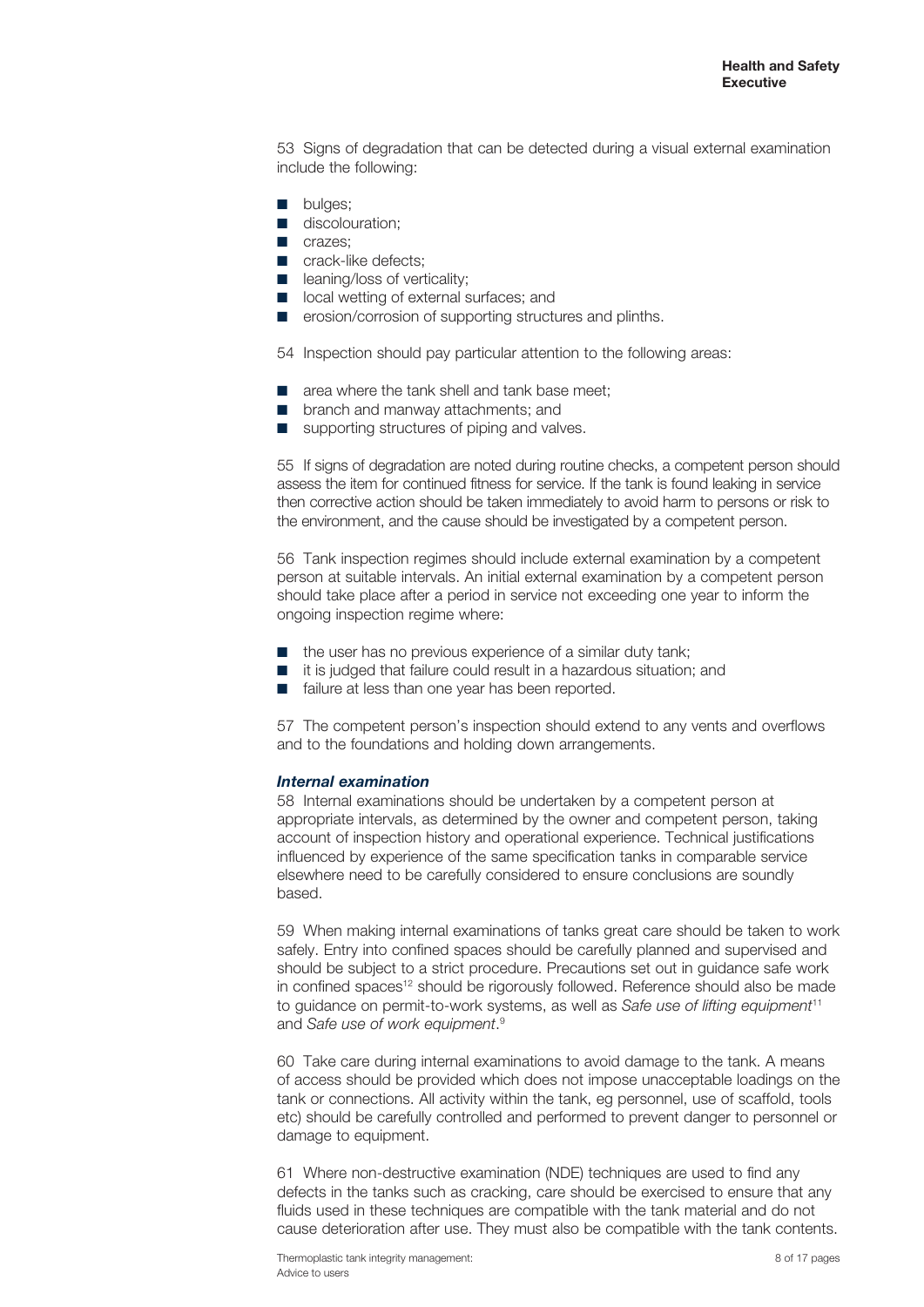53 Signs of degradation that can be detected during a visual external examination include the following:

- bulges;
- discolouration;
- crazes;
- crack-like defects;
- leaning/loss of verticality;
- local wetting of external surfaces; and
- erosion/corrosion of supporting structures and plinths.

54 Inspection should pay particular attention to the following areas:

- area where the tank shell and tank base meet;
- branch and manway attachments; and
- supporting structures of piping and valves.

55 If signs of degradation are noted during routine checks, a competent person should assess the item for continued fitness for service. If the tank is found leaking in service then corrective action should be taken immediately to avoid harm to persons or risk to the environment, and the cause should be investigated by a competent person.

56 Tank inspection regimes should include external examination by a competent person at suitable intervals. An initial external examination by a competent person should take place after a period in service not exceeding one year to inform the ongoing inspection regime where:

- the user has no previous experience of a similar duty tank;
- it is judged that failure could result in a hazardous situation; and
- failure at less than one year has been reported.

57 The competent person's inspection should extend to any vents and overflows and to the foundations and holding down arrangements.

### *Internal examination*

58 Internal examinations should be undertaken by a competent person at appropriate intervals, as determined by the owner and competent person, taking account of inspection history and operational experience. Technical justifications influenced by experience of the same specification tanks in comparable service elsewhere need to be carefully considered to ensure conclusions are soundly based.

59 When making internal examinations of tanks great care should be taken to work safely. Entry into confined spaces should be carefully planned and supervised and should be subject to a strict procedure. Precautions set out in guidance safe work in confined spaces[12] should be rigorously followed. Reference should also be made to guidance on permit-to-work systems, as well as *Safe use of lifting equipment*[11] and *Safe use of work equipment*.[9]

60 Take care during internal examinations to avoid damage to the tank. A means of access should be provided which does not impose unacceptable loadings on the tank or connections. All activity within the tank, eg personnel, use of scaffold, tools etc) should be carefully controlled and performed to prevent danger to personnel or damage to equipment.

61 Where non-destructive examination (NDE) techniques are used to find any defects in the tanks such as cracking, care should be exercised to ensure that any fluids used in these techniques are compatible with the tank material and do not cause deterioration after use. They must also be compatible with the tank contents.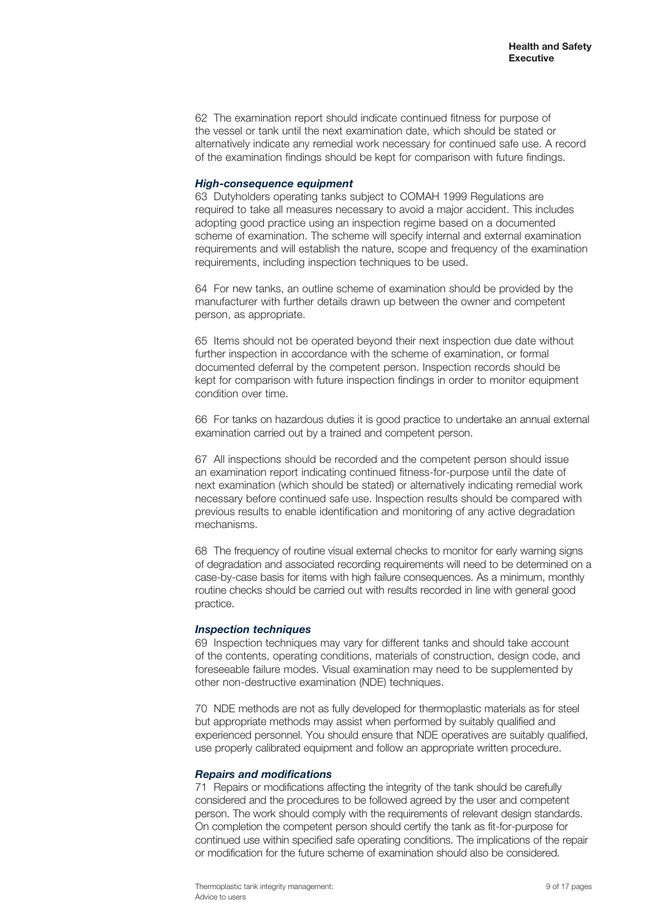62 The examination report should indicate continued fitness for purpose of the vessel or tank until the next examination date, which should be stated or alternatively indicate any remedial work necessary for continued safe use. A record of the examination findings should be kept for comparison with future findings.

### *High-consequence equipment*

63 Dutyholders operating tanks subject to COMAH 1999 Regulations are required to take all measures necessary to avoid a major accident. This includes adopting good practice using an inspection regime based on a documented scheme of examination. The scheme will specify internal and external examination requirements and will establish the nature, scope and frequency of the examination requirements, including inspection techniques to be used.

64 For new tanks, an outline scheme of examination should be provided by the manufacturer with further details drawn up between the owner and competent person, as appropriate.

65 Items should not be operated beyond their next inspection due date without further inspection in accordance with the scheme of examination, or formal documented deferral by the competent person. Inspection records should be kept for comparison with future inspection findings in order to monitor equipment condition over time.

66 For tanks on hazardous duties it is good practice to undertake an annual external examination carried out by a trained and competent person.

67 All inspections should be recorded and the competent person should issue an examination report indicating continued fitness-for-purpose until the date of next examination (which should be stated) or alternatively indicating remedial work necessary before continued safe use. Inspection results should be compared with previous results to enable identification and monitoring of any active degradation mechanisms.

68 The frequency of routine visual external checks to monitor for early warning signs of degradation and associated recording requirements will need to be determined on a case-by-case basis for items with high failure consequences. As a minimum, monthly routine checks should be carried out with results recorded in line with general good practice.

### *Inspection techniques*

69 Inspection techniques may vary for different tanks and should take account of the contents, operating conditions, materials of construction, design code, and foreseeable failure modes. Visual examination may need to be supplemented by other non-destructive examination (NDE) techniques.

70 NDE methods are not as fully developed for thermoplastic materials as for steel but appropriate methods may assist when performed by suitably qualified and experienced personnel. You should ensure that NDE operatives are suitably qualified, use properly calibrated equipment and follow an appropriate written procedure.

### *Repairs and modifications*

71 Repairs or modifications affecting the integrity of the tank should be carefully considered and the procedures to be followed agreed by the user and competent person. The work should comply with the requirements of relevant design standards. On completion the competent person should certify the tank as fit-for-purpose for continued use within specified safe operating conditions. The implications of the repair or modification for the future scheme of examination should also be considered.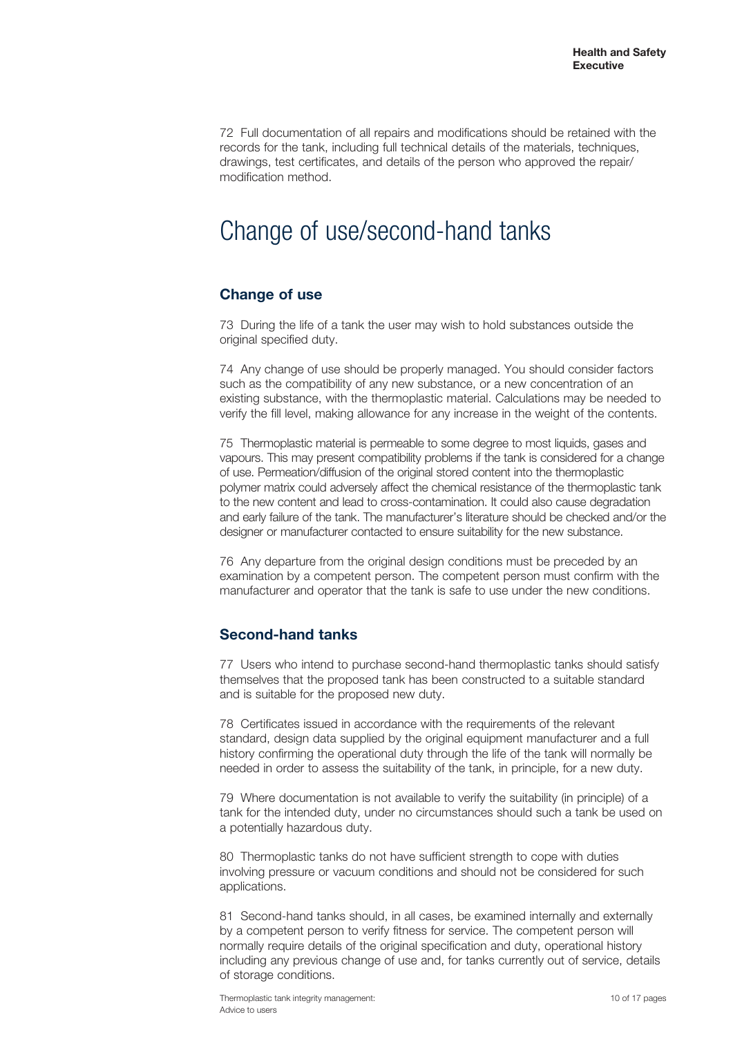72 Full documentation of all repairs and modifications should be retained with the records for the tank, including full technical details of the materials, techniques, drawings, test certificates, and details of the person who approved the repair/modification method.

# Change of use/second-hand tanks

## Change of use

73 During the life of a tank the user may wish to hold substances outside the original specified duty.

74 Any change of use should be properly managed. You should consider factors such as the compatibility of any new substance, or a new concentration of an existing substance, with the thermoplastic material. Calculations may be needed to verify the fill level, making allowance for any increase in the weight of the contents.

75 Thermoplastic material is permeable to some degree to most liquids, gases and vapours. This may present compatibility problems if the tank is considered for a change of use. Permeation/diffusion of the original stored content into the thermoplastic polymer matrix could adversely affect the chemical resistance of the thermoplastic tank to the new content and lead to cross-contamination. It could also cause degradation and early failure of the tank. The manufacturer's literature should be checked and/or the designer or manufacturer contacted to ensure suitability for the new substance.

76 Any departure from the original design conditions must be preceded by an examination by a competent person. The competent person must confirm with the manufacturer and operator that the tank is safe to use under the new conditions.

## Second-hand tanks

77 Users who intend to purchase second-hand thermoplastic tanks should satisfy themselves that the proposed tank has been constructed to a suitable standard and is suitable for the proposed new duty.

78 Certificates issued in accordance with the requirements of the relevant standard, design data supplied by the original equipment manufacturer and a full history confirming the operational duty through the life of the tank will normally be needed in order to assess the suitability of the tank, in principle, for a new duty.

79 Where documentation is not available to verify the suitability (in principle) of a tank for the intended duty, under no circumstances should such a tank be used on a potentially hazardous duty.

80 Thermoplastic tanks do not have sufficient strength to cope with duties involving pressure or vacuum conditions and should not be considered for such applications.

81 Second-hand tanks should, in all cases, be examined internally and externally by a competent person to verify fitness for service. The competent person will normally require details of the original specification and duty, operational history including any previous change of use and, for tanks currently out of service, details of storage conditions.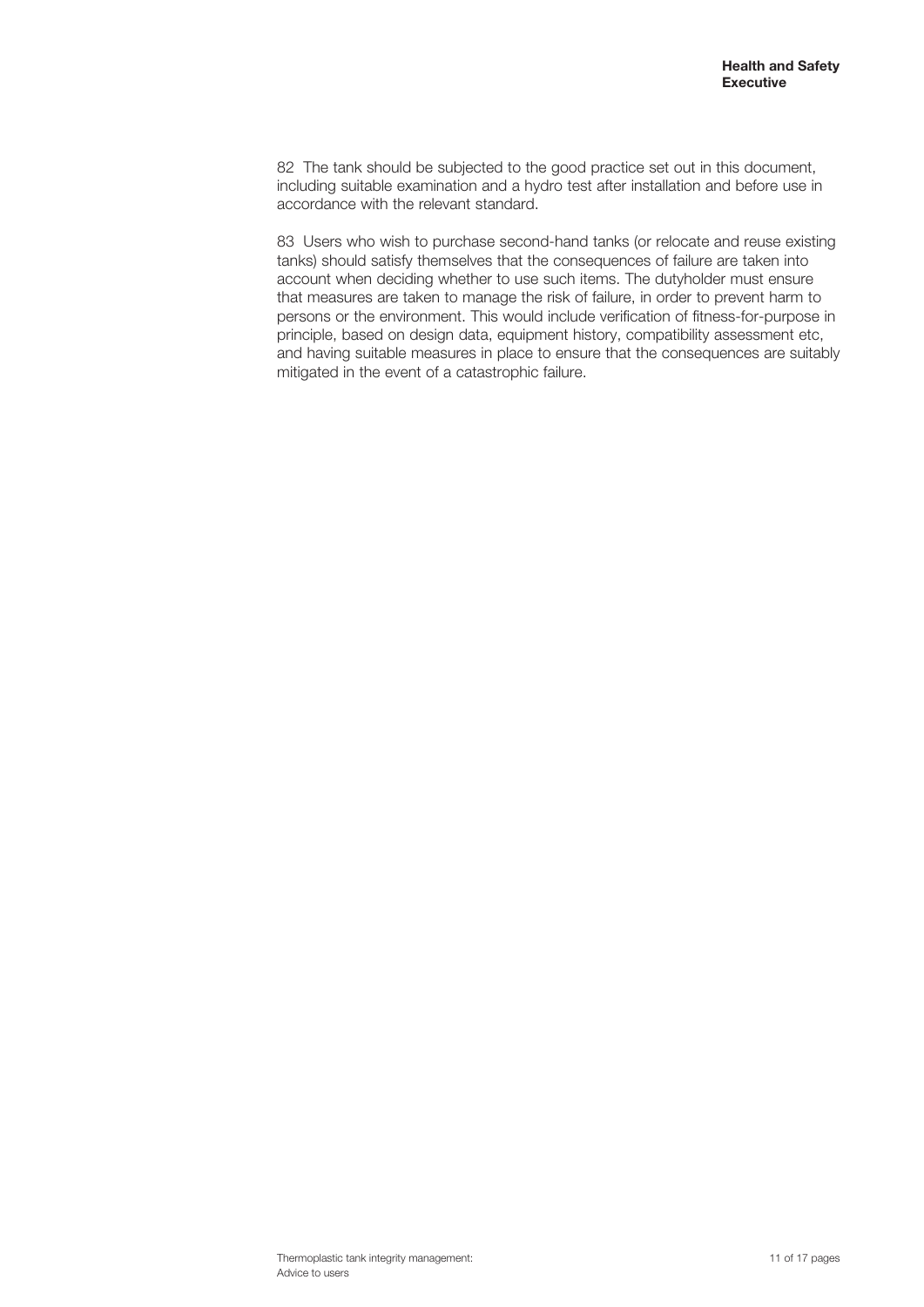82 The tank should be subjected to the good practice set out in this document, including suitable examination and a hydro test after installation and before use in accordance with the relevant standard.

83 Users who wish to purchase second-hand tanks (or relocate and reuse existing tanks) should satisfy themselves that the consequences of failure are taken into account when deciding whether to use such items. The dutyholder must ensure that measures are taken to manage the risk of failure, in order to prevent harm to persons or the environment. This would include verification of fitness-for-purpose in principle, based on design data, equipment history, compatibility assessment etc, and having suitable measures in place to ensure that the consequences are suitably mitigated in the event of a catastrophic failure.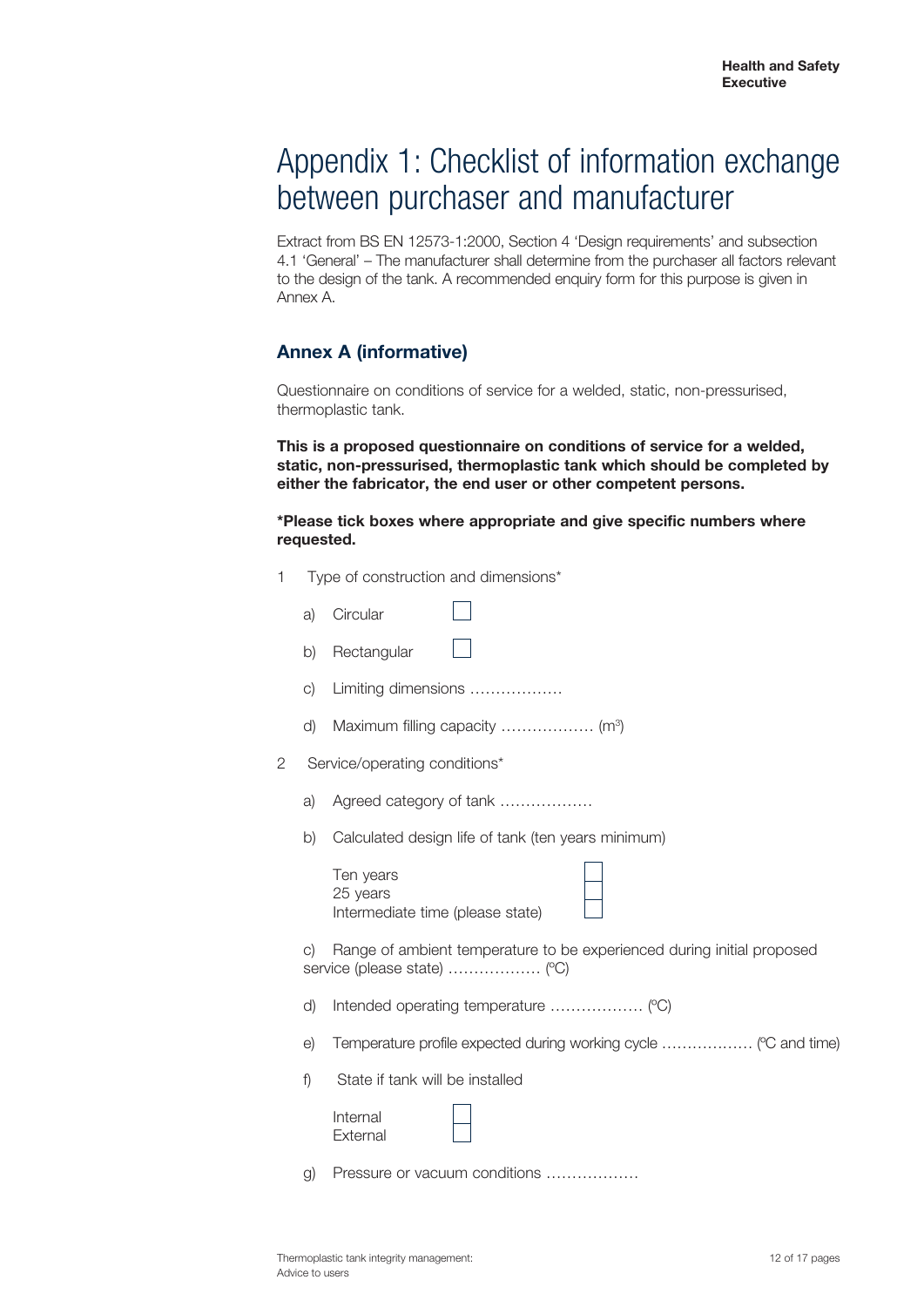# Appendix 1: Checklist of information exchange between purchaser and manufacturer

Extract from BS EN 12573-1:2000, Section 4 'Design requirements' and subsection 4.1 'General' – The manufacturer shall determine from the purchaser all factors relevant to the design of the tank. A recommended enquiry form for this purpose is given in Annex A.

## Annex A (informative)

Questionnaire on conditions of service for a welded, static, non-pressurised, thermoplastic tank.

**This is a proposed questionnaire on conditions of service for a welded, static, non-pressurised, thermoplastic tank which should be completed by either the fabricator, the end user or other competent persons.**

**\*Please tick boxes where appropriate and give specific numbers where requested.**

1 Type of construction and dimensions*

   a) Circular ☐

   b) Rectangular ☐

   c) Limiting dimensions ………………

   d) Maximum filling capacity ……………… ($m^3$)

2 Service/operating conditions*

   a) Agreed category of tank ………………

   b) Calculated design life of tank (ten years minimum)

      Ten years ☐
      25 years ☐
      Intermediate time (please state) ☐

   c) Range of ambient temperature to be experienced during initial proposed service (please state) ……………… (ºC)

   d) Intended operating temperature ……………… (ºC)

   e) Temperature profile expected during working cycle ……………… (ºC and time)

   f) State if tank will be installed

      Internal ☐
      External ☐

   g) Pressure or vacuum conditions ………………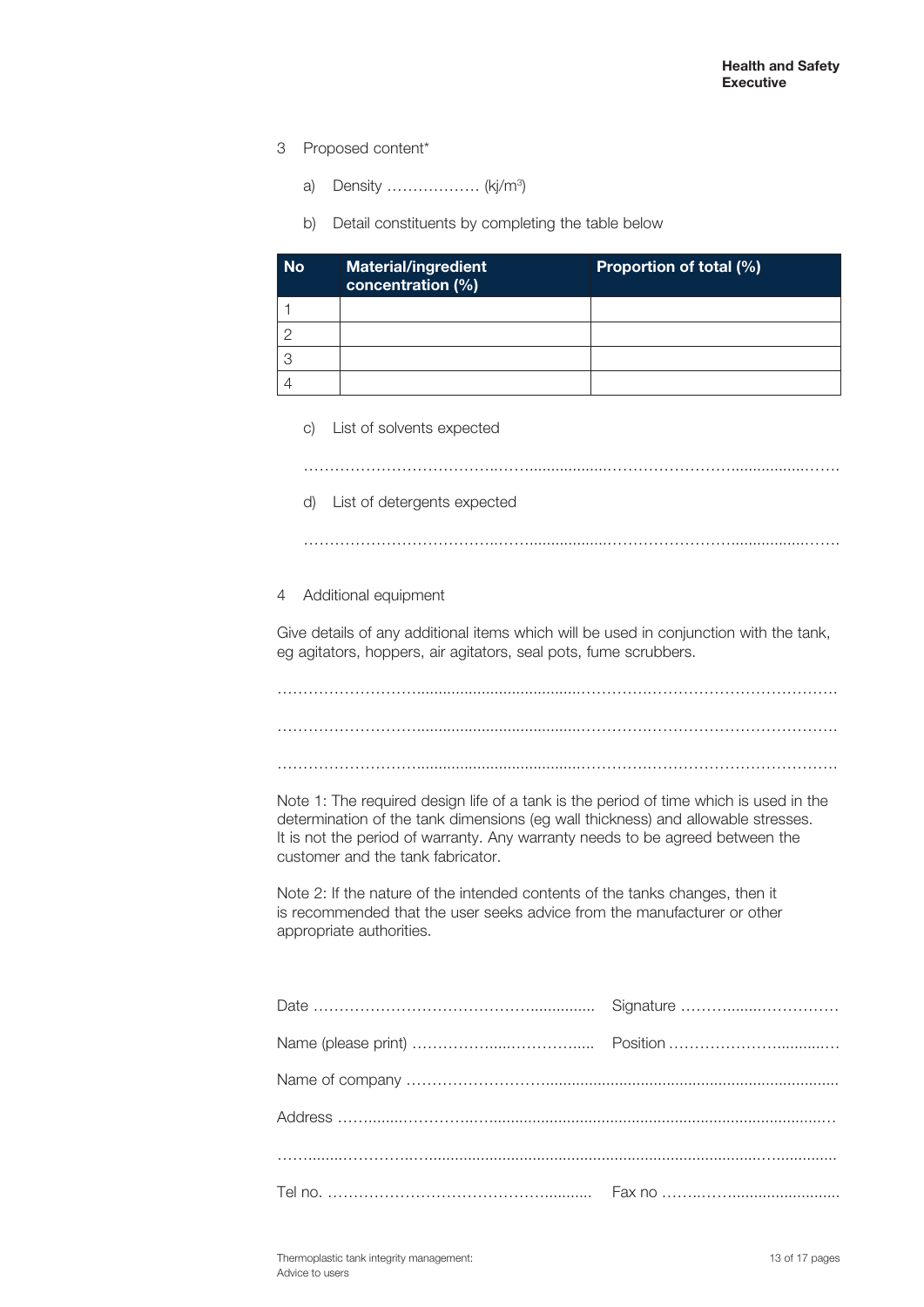3 Proposed content*

a) Density ……………… (kj/m[3])

b) Detail constituents by completing the table below

| No | Material/ingredient concentration (%) | Proportion of total (%) |
|---|---|---|
| 1 | | |
| 2 | | |
| 3 | | |
| 4 | | |

c) List of solvents expected

……………………………………………………………………………………………

d) List of detergents expected

……………………………………………………………………………………………

4 Additional equipment

Give details of any additional items which will be used in conjunction with the tank, eg agitators, hoppers, air agitators, seal pots, fume scrubbers.

……………………………………………………………………………………………

……………………………………………………………………………………………

……………………………………………………………………………………………

Note 1: The required design life of a tank is the period of time which is used in the determination of the tank dimensions (eg wall thickness) and allowable stresses. It is not the period of warranty. Any warranty needs to be agreed between the customer and the tank fabricator.

Note 2: If the nature of the intended contents of the tanks changes, then it is recommended that the user seeks advice from the manufacturer or other appropriate authorities.

Date ……………………………………………… Signature ………………………

Name (please print) ……………………………… Position …………………………

Name of company ………………………………………………………………………

Address ………………………………………………………………………………

……………………………………………………………………………………………

Tel no. ……………………………………………… Fax no …………………………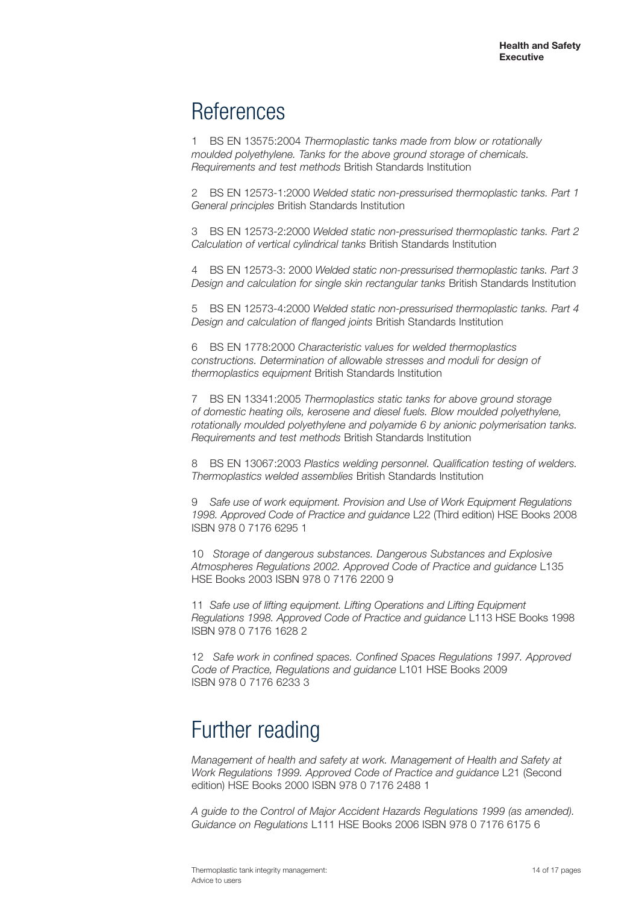# References

1 BS EN 13575:2004 *Thermoplastic tanks made from blow or rotationally moulded polyethylene. Tanks for the above ground storage of chemicals. Requirements and test methods* British Standards Institution

2 BS EN 12573-1:2000 *Welded static non-pressurised thermoplastic tanks. Part 1 General principles* British Standards Institution

3 BS EN 12573-2:2000 *Welded static non-pressurised thermoplastic tanks. Part 2 Calculation of vertical cylindrical tanks* British Standards Institution

4 BS EN 12573-3: 2000 *Welded static non-pressurised thermoplastic tanks. Part 3 Design and calculation for single skin rectangular tanks* British Standards Institution

5 BS EN 12573-4:2000 *Welded static non-pressurised thermoplastic tanks. Part 4 Design and calculation of flanged joints* British Standards Institution

6 BS EN 1778:2000 *Characteristic values for welded thermoplastics constructions. Determination of allowable stresses and moduli for design of thermoplastics equipment* British Standards Institution

7 BS EN 13341:2005 *Thermoplastics static tanks for above ground storage of domestic heating oils, kerosene and diesel fuels. Blow moulded polyethylene, rotationally moulded polyethylene and polyamide 6 by anionic polymerisation tanks. Requirements and test methods* British Standards Institution

8 BS EN 13067:2003 *Plastics welding personnel. Qualification testing of welders. Thermoplastics welded assemblies* British Standards Institution

9 *Safe use of work equipment. Provision and Use of Work Equipment Regulations 1998. Approved Code of Practice and guidance* L22 (Third edition) HSE Books 2008 ISBN 978 0 7176 6295 1

10 *Storage of dangerous substances. Dangerous Substances and Explosive Atmospheres Regulations 2002. Approved Code of Practice and guidance* L135 HSE Books 2003 ISBN 978 0 7176 2200 9

11 *Safe use of lifting equipment. Lifting Operations and Lifting Equipment Regulations 1998. Approved Code of Practice and guidance* L113 HSE Books 1998 ISBN 978 0 7176 1628 2

12 *Safe work in confined spaces. Confined Spaces Regulations 1997. Approved Code of Practice, Regulations and guidance* L101 HSE Books 2009 ISBN 978 0 7176 6233 3

# Further reading

*Management of health and safety at work. Management of Health and Safety at Work Regulations 1999. Approved Code of Practice and guidance* L21 (Second edition) HSE Books 2000 ISBN 978 0 7176 2488 1

*A guide to the Control of Major Accident Hazards Regulations 1999 (as amended). Guidance on Regulations* L111 HSE Books 2006 ISBN 978 0 7176 6175 6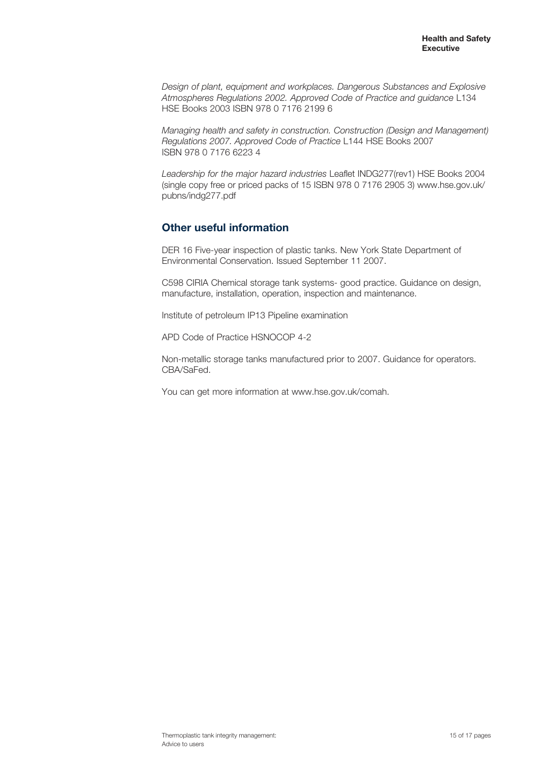*Design of plant, equipment and workplaces. Dangerous Substances and Explosive Atmospheres Regulations 2002. Approved Code of Practice and guidance* L134 HSE Books 2003 ISBN 978 0 7176 2199 6

*Managing health and safety in construction. Construction (Design and Management) Regulations 2007. Approved Code of Practice* L144 HSE Books 2007 ISBN 978 0 7176 6223 4

*Leadership for the major hazard industries* Leaflet INDG277(rev1) HSE Books 2004 (single copy free or priced packs of 15 ISBN 978 0 7176 2905 3) www.hse.gov.uk/pubns/indg277.pdf

## Other useful information

DER 16 Five-year inspection of plastic tanks. New York State Department of Environmental Conservation. Issued September 11 2007.

C598 CIRIA Chemical storage tank systems- good practice. Guidance on design, manufacture, installation, operation, inspection and maintenance.

Institute of petroleum IP13 Pipeline examination

APD Code of Practice HSNOCOP 4-2

Non-metallic storage tanks manufactured prior to 2007. Guidance for operators. CBA/SaFed.

You can get more information at www.hse.gov.uk/comah.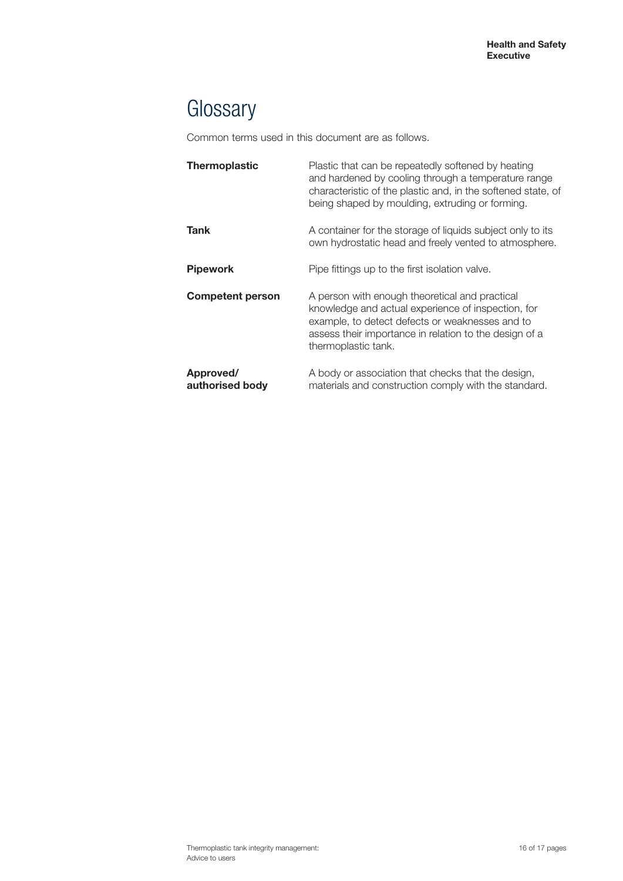# Glossary

Common terms used in this document are as follows.

**Thermoplastic** Plastic that can be repeatedly softened by heating and hardened by cooling through a temperature range characteristic of the plastic and, in the softened state, of being shaped by moulding, extruding or forming.

**Tank** A container for the storage of liquids subject only to its own hydrostatic head and freely vented to atmosphere.

**Pipework** Pipe fittings up to the first isolation valve.

**Competent person** A person with enough theoretical and practical knowledge and actual experience of inspection, for example, to detect defects or weaknesses and to assess their importance in relation to the design of a thermoplastic tank.

**Approved/ authorised body** A body or association that checks that the design, materials and construction comply with the standard.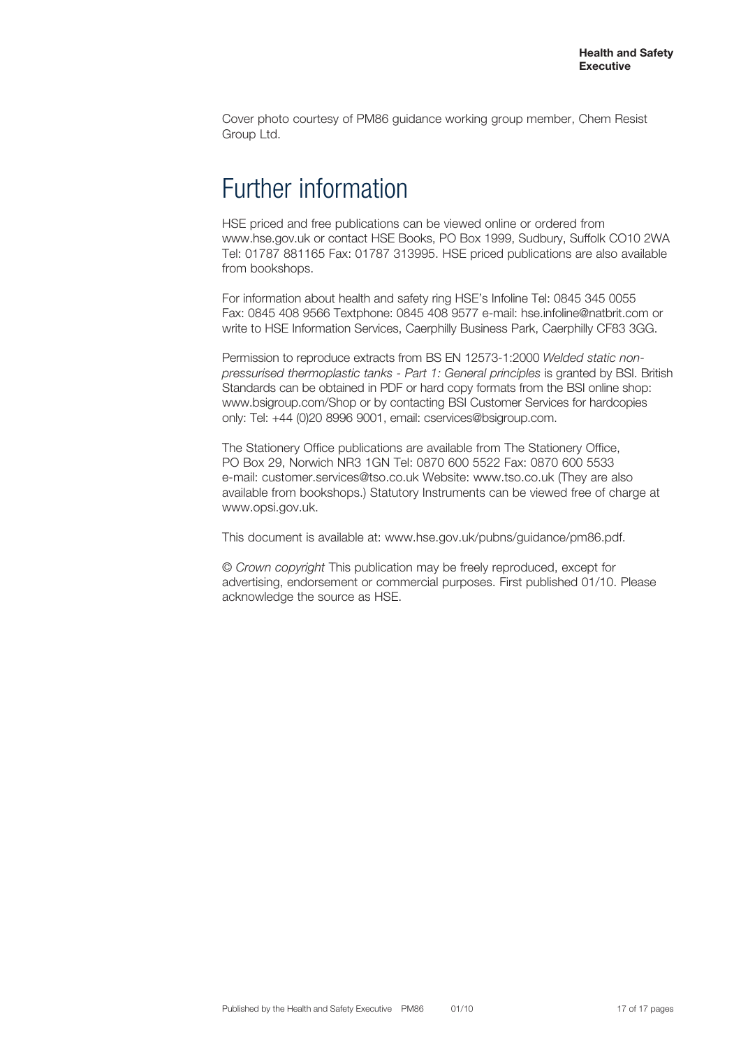Cover photo courtesy of PM86 guidance working group member, Chem Resist Group Ltd.

# Further information

HSE priced and free publications can be viewed online or ordered from www.hse.gov.uk or contact HSE Books, PO Box 1999, Sudbury, Suffolk CO10 2WA Tel: 01787 881165 Fax: 01787 313995. HSE priced publications are also available from bookshops.

For information about health and safety ring HSE's Infoline Tel: 0845 345 0055 Fax: 0845 408 9566 Textphone: 0845 408 9577 e-mail: hse.infoline@natbrit.com or write to HSE Information Services, Caerphilly Business Park, Caerphilly CF83 3GG.

Permission to reproduce extracts from BS EN 12573-1:2000 *Welded static non-pressurised thermoplastic tanks - Part 1: General principles* is granted by BSI. British Standards can be obtained in PDF or hard copy formats from the BSI online shop: www.bsigroup.com/Shop or by contacting BSI Customer Services for hardcopies only: Tel: +44 (0)20 8996 9001, email: cservices@bsigroup.com.

The Stationery Office publications are available from The Stationery Office, PO Box 29, Norwich NR3 1GN Tel: 0870 600 5522 Fax: 0870 600 5533 e-mail: customer.services@tso.co.uk Website: www.tso.co.uk (They are also available from bookshops.) Statutory Instruments can be viewed free of charge at www.opsi.gov.uk.

This document is available at: www.hse.gov.uk/pubns/guidance/pm86.pdf.

© *Crown copyright* This publication may be freely reproduced, except for advertising, endorsement or commercial purposes. First published 01/10. Please acknowledge the source as HSE.